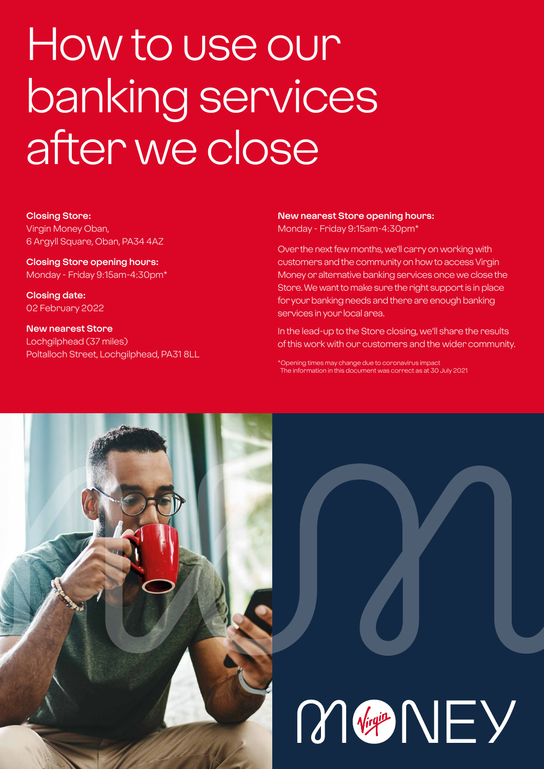# How to use our banking services after we close

**Closing Store:**
Virgin Money Oban,
6 Argyll Square, Oban, PA34 4AZ

**Closing Store opening hours:**
Monday - Friday 9:15am-4:30pm*

**Closing date:**
02 February 2022

**New nearest Store**
Lochgilphead (37 miles)
Poltalloch Street, Lochgilphead, PA31 8LL

**New nearest Store opening hours:**
Monday - Friday 9:15am-4:30pm*

Over the next few months, we'll carry on working with customers and the community on how to access Virgin Money or alternative banking services once we close the Store. We want to make sure the right support is in place for your banking needs and there are enough banking services in your local area.

In the lead-up to the Store closing, we'll share the results of this work with our customers and the wider community.

*Opening times may change due to coronavirus impact
The information in this document was correct as at 30 July 2021

MONEY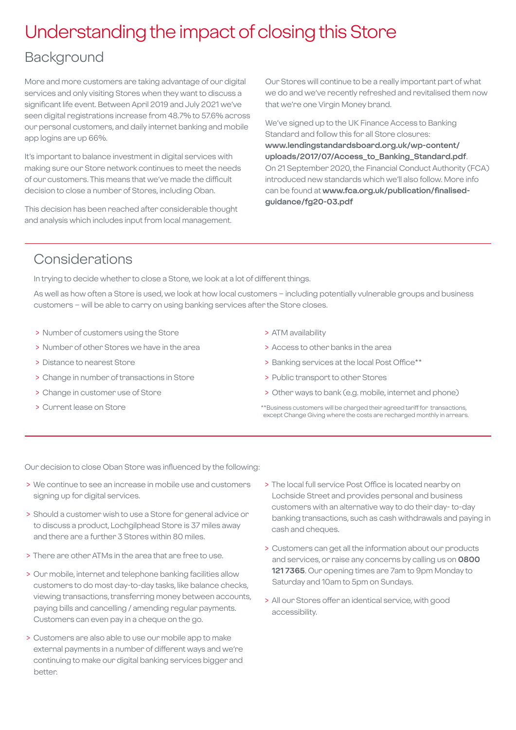# Understanding the impact of closing this Store

## Background

More and more customers are taking advantage of our digital services and only visiting Stores when they want to discuss a significant life event. Between April 2019 and July 2021 we've seen digital registrations increase from 48.7% to 57.6% across our personal customers, and daily internet banking and mobile app logins are up 66%.

It's important to balance investment in digital services with making sure our Store network continues to meet the needs of our customers. This means that we've made the difficult decision to close a number of Stores, including Oban.

This decision has been reached after considerable thought and analysis which includes input from local management.

Our Stores will continue to be a really important part of what we do and we've recently refreshed and revitalised them now that we're one Virgin Money brand.

We've signed up to the UK Finance Access to Banking Standard and follow this for all Store closures: **www.lendingstandardsboard.org.uk/wp-content/uploads/2017/07/Access_to_Banking_Standard.pdf**. On 21 September 2020, the Financial Conduct Authority (FCA) introduced new standards which we'll also follow. More info can be found at **www.fca.org.uk/publication/finalised-guidance/fg20-03.pdf**

## Considerations

In trying to decide whether to close a Store, we look at a lot of different things.

As well as how often a Store is used, we look at how local customers – including potentially vulnerable groups and business customers – will be able to carry on using banking services after the Store closes.

- Number of customers using the Store
- Number of other Stores we have in the area
- Distance to nearest Store
- Change in number of transactions in Store
- Change in customer use of Store
- Current lease on Store
- ATM availability
- Access to other banks in the area
- Banking services at the local Post Office**
- Public transport to other Stores
- Other ways to bank (e.g. mobile, internet and phone)

**Business customers will be charged their agreed tariff for transactions, except Change Giving where the costs are recharged monthly in arrears.

Our decision to close Oban Store was influenced by the following:

- We continue to see an increase in mobile use and customers signing up for digital services.
- Should a customer wish to use a Store for general advice or to discuss a product, Lochgilphead Store is 37 miles away and there are a further 3 Stores within 80 miles.
- There are other ATMs in the area that are free to use.
- Our mobile, internet and telephone banking facilities allow customers to do most day-to-day tasks, like balance checks, viewing transactions, transferring money between accounts, paying bills and cancelling / amending regular payments. Customers can even pay in a cheque on the go.
- Customers are also able to use our mobile app to make external payments in a number of different ways and we're continuing to make our digital banking services bigger and better.
- The local full service Post Office is located nearby on Lochside Street and provides personal and business customers with an alternative way to do their day- to-day banking transactions, such as cash withdrawals and paying in cash and cheques.
- Customers can get all the information about our products and services, or raise any concerns by calling us on **0800 121 7365**. Our opening times are 7am to 9pm Monday to Saturday and 10am to 5pm on Sundays.
- All our Stores offer an identical service, with good accessibility.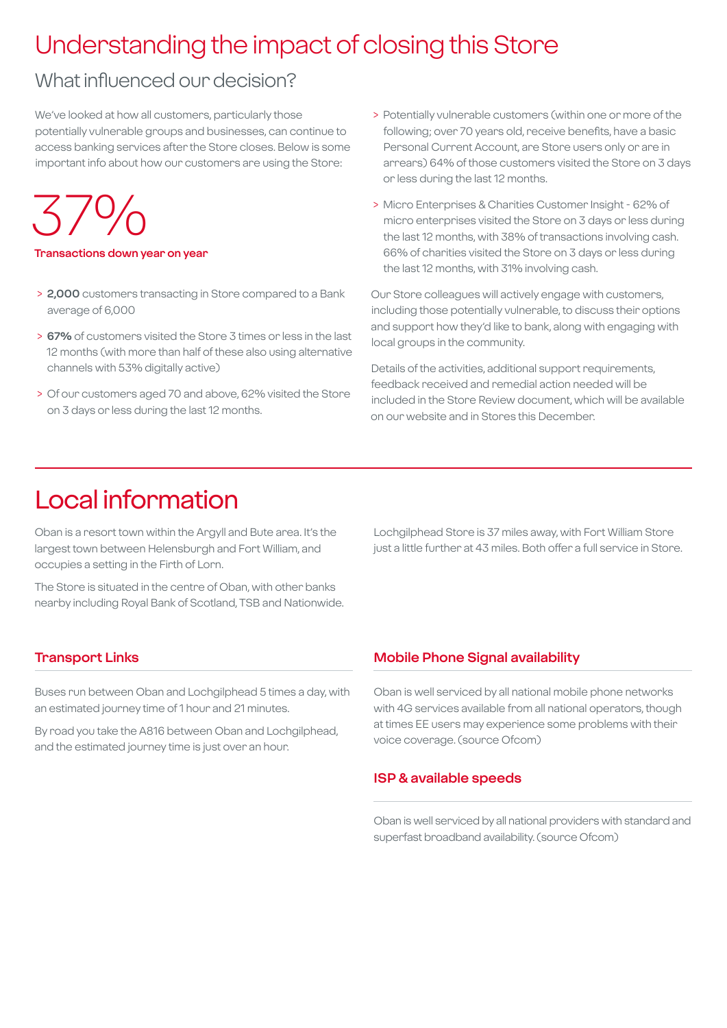# Understanding the impact of closing this Store

## What influenced our decision?

We've looked at how all customers, particularly those potentially vulnerable groups and businesses, can continue to access banking services after the Store closes. Below is some important info about how our customers are using the Store:

37%

**Transactions down year on year**

- **2,000** customers transacting in Store compared to a Bank average of 6,000
- **67%** of customers visited the Store 3 times or less in the last 12 months (with more than half of these also using alternative channels with 53% digitally active)
- Of our customers aged 70 and above, 62% visited the Store on 3 days or less during the last 12 months.
- Potentially vulnerable customers (within one or more of the following; over 70 years old, receive benefits, have a basic Personal Current Account, are Store users only or are in arrears) 64% of those customers visited the Store on 3 days or less during the last 12 months.
- Micro Enterprises & Charities Customer Insight - 62% of micro enterprises visited the Store on 3 days or less during the last 12 months, with 38% of transactions involving cash. 66% of charities visited the Store on 3 days or less during the last 12 months, with 31% involving cash.

Our Store colleagues will actively engage with customers, including those potentially vulnerable, to discuss their options and support how they'd like to bank, along with engaging with local groups in the community.

Details of the activities, additional support requirements, feedback received and remedial action needed will be included in the Store Review document, which will be available on our website and in Stores this December.

# Local information

Oban is a resort town within the Argyll and Bute area. It's the largest town between Helensburgh and Fort William, and occupies a setting in the Firth of Lorn.

The Store is situated in the centre of Oban, with other banks nearby including Royal Bank of Scotland, TSB and Nationwide.

Lochgilphead Store is 37 miles away, with Fort William Store just a little further at 43 miles. Both offer a full service in Store.

### Transport Links

Buses run between Oban and Lochgilphead 5 times a day, with an estimated journey time of 1 hour and 21 minutes.

By road you take the A816 between Oban and Lochgilphead, and the estimated journey time is just over an hour.

### Mobile Phone Signal availability

Oban is well serviced by all national mobile phone networks with 4G services available from all national operators, though at times EE users may experience some problems with their voice coverage. (source Ofcom)

### ISP & available speeds

Oban is well serviced by all national providers with standard and superfast broadband availability. (source Ofcom)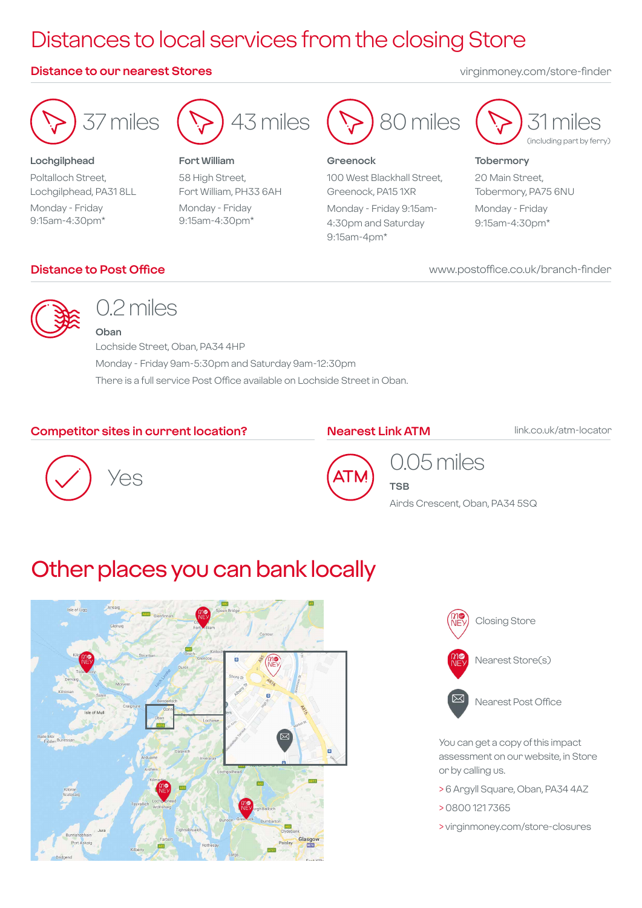# Distances to local services from the closing Store

## Distance to our nearest Stores

virginmoney.com/store-finder

**37 miles**

**Lochgilphead**

Poltalloch Street, Lochgilphead, PA31 8LL

Monday - Friday 9:15am-4:30pm*

**43 miles**

**Fort William**

58 High Street, Fort William, PH33 6AH

Monday - Friday 9:15am-4:30pm*

**80 miles**

**Greenock**

100 West Blackhall Street, Greenock, PA15 1XR

Monday - Friday 9:15am-4:30pm and Saturday 9:15am-4pm*

**31 miles** (including part by ferry)

**Tobermory**

20 Main Street, Tobermory, PA75 6NU

Monday - Friday 9:15am-4:30pm*

## Distance to Post Office

www.postoffice.co.uk/branch-finder

**0.2 miles**

**Oban**

Lochside Street, Oban, PA34 4HP

Monday - Friday 9am-5:30pm and Saturday 9am-12:30pm

There is a full service Post Office available on Lochside Street in Oban.

## Competitor sites in current location?

Yes

## Nearest Link ATM

link.co.uk/atm-locator

**0.05 miles**

**TSB**

Airds Crescent, Oban, PA34 5SQ

# Other places you can bank locally

Closing Store

Nearest Store(s)

Nearest Post Office

You can get a copy of this impact assessment on our website, in Store or by calling us.

> 6 Argyll Square, Oban, PA34 4AZ

> 0800 121 7365

> virginmoney.com/store-closures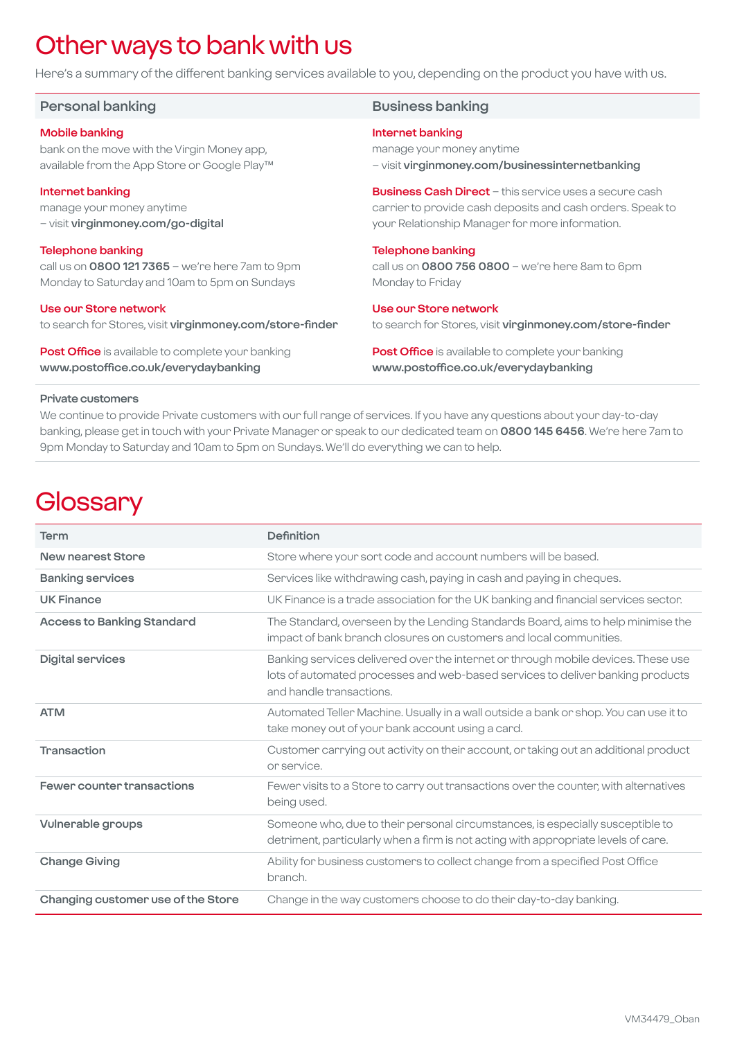# Other ways to bank with us

Here's a summary of the different banking services available to you, depending on the product you have with us.

## Personal banking

**Mobile banking**
bank on the move with the Virgin Money app, available from the App Store or Google Play™

**Internet banking**
manage your money anytime
– visit **virginmoney.com/go-digital**

**Telephone banking**
call us on **0800 121 7365** – we're here 7am to 9pm Monday to Saturday and 10am to 5pm on Sundays

**Use our Store network**
to search for Stores, visit **virginmoney.com/store-finder**

**Post Office** is available to complete your banking
**www.postoffice.co.uk/everydaybanking**

## Business banking

**Internet banking**
manage your money anytime
– visit **virginmoney.com/businessinternetbanking**

**Business Cash Direct** – this service uses a secure cash carrier to provide cash deposits and cash orders. Speak to your Relationship Manager for more information.

**Telephone banking**
call us on **0800 756 0800** – we're here 8am to 6pm Monday to Friday

**Use our Store network**
to search for Stores, visit **virginmoney.com/store-finder**

**Post Office** is available to complete your banking
**www.postoffice.co.uk/everydaybanking**

### Private customers

We continue to provide Private customers with our full range of services. If you have any questions about your day-to-day banking, please get in touch with your Private Manager or speak to our dedicated team on **0800 145 6456**. We're here 7am to 9pm Monday to Saturday and 10am to 5pm on Sundays. We'll do everything we can to help.

# Glossary

| Term | Definition |
|---|---|
| New nearest Store | Store where your sort code and account numbers will be based. |
| Banking services | Services like withdrawing cash, paying in cash and paying in cheques. |
| UK Finance | UK Finance is a trade association for the UK banking and financial services sector. |
| Access to Banking Standard | The Standard, overseen by the Lending Standards Board, aims to help minimise the impact of bank branch closures on customers and local communities. |
| Digital services | Banking services delivered over the internet or through mobile devices. These use lots of automated processes and web-based services to deliver banking products and handle transactions. |
| ATM | Automated Teller Machine. Usually in a wall outside a bank or shop. You can use it to take money out of your bank account using a card. |
| Transaction | Customer carrying out activity on their account, or taking out an additional product or service. |
| Fewer counter transactions | Fewer visits to a Store to carry out transactions over the counter, with alternatives being used. |
| Vulnerable groups | Someone who, due to their personal circumstances, is especially susceptible to detriment, particularly when a firm is not acting with appropriate levels of care. |
| Change Giving | Ability for business customers to collect change from a specified Post Office branch. |
| Changing customer use of the Store | Change in the way customers choose to do their day-to-day banking. |

VM34479_Oban